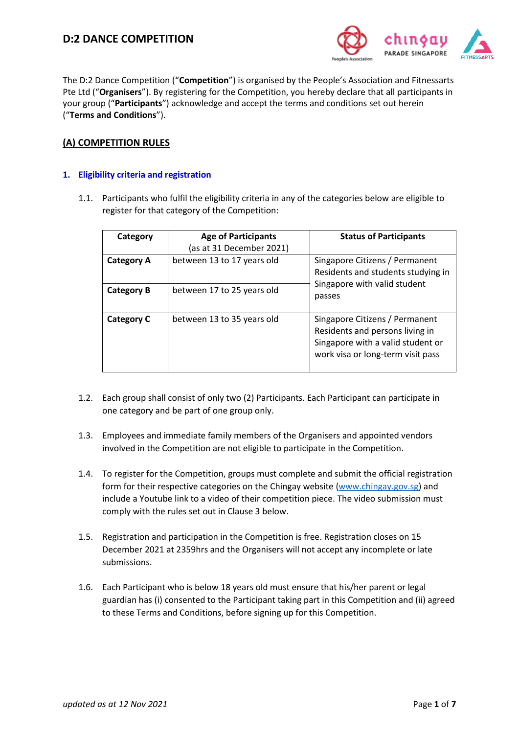# D:2 DANCE COMPETITION

The D:2 Dance Competition ("**Competition**") is organised by the People's Association and Fitnessarts Pte Ltd ("**Organisers**"). By registering for the Competition, you hereby declare that all participants in your group ("**Participants**") acknowledge and accept the terms and conditions set out herein ("**Terms and Conditions**").

## (A) COMPETITION RULES

### 1. Eligibility criteria and registration

1.1. Participants who fulfil the eligibility criteria in any of the categories below are eligible to register for that category of the Competition:

| Category | Age of Participants (as at 31 December 2021) | Status of Participants |
|---|---|---|
| **Category A** | between 13 to 17 years old | Singapore Citizens / Permanent Residents and students studying in Singapore with valid student passes |
| **Category B** | between 17 to 25 years old | |
| **Category C** | between 13 to 35 years old | Singapore Citizens / Permanent Residents and persons living in Singapore with a valid student or work visa or long-term visit pass |

1.2. Each group shall consist of only two (2) Participants. Each Participant can participate in one category and be part of one group only.

1.3. Employees and immediate family members of the Organisers and appointed vendors involved in the Competition are not eligible to participate in the Competition.

1.4. To register for the Competition, groups must complete and submit the official registration form for their respective categories on the Chingay website (www.chingay.gov.sg) and include a Youtube link to a video of their competition piece. The video submission must comply with the rules set out in Clause 3 below.

1.5. Registration and participation in the Competition is free. Registration closes on 15 December 2021 at 2359hrs and the Organisers will not accept any incomplete or late submissions.

1.6. Each Participant who is below 18 years old must ensure that his/her parent or legal guardian has (i) consented to the Participant taking part in this Competition and (ii) agreed to these Terms and Conditions, before signing up for this Competition.

*updated as at 12 Nov 2021*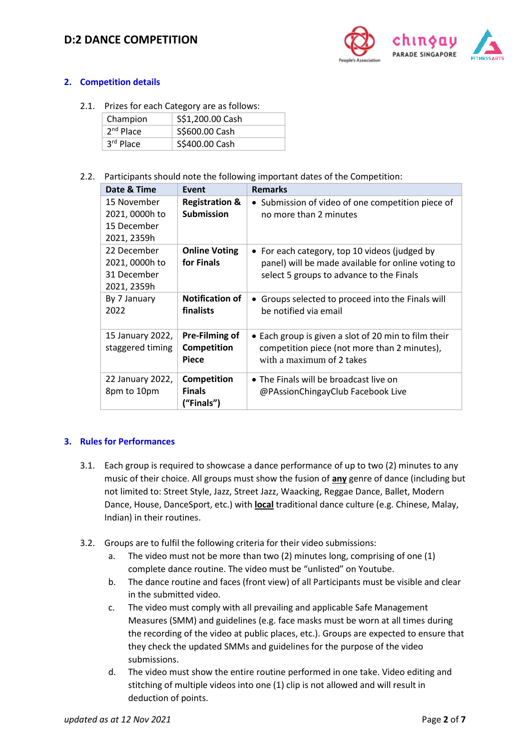## 2. Competition details

2.1. Prizes for each Category are as follows:

| Champion | S$1,200.00 Cash |
|---|---|
| 2nd Place | S$600.00 Cash |
| 3rd Place | S$400.00 Cash |

2.2. Participants should note the following important dates of the Competition:

| Date & Time | Event | Remarks |
|---|---|---|
| 15 November 2021, 0000h to 15 December 2021, 2359h | **Registration & Submission** | • Submission of video of one competition piece of no more than 2 minutes |
| 22 December 2021, 0000h to 31 December 2021, 2359h | **Online Voting for Finals** | • For each category, top 10 videos (judged by panel) will be made available for online voting to select 5 groups to advance to the Finals |
| By 7 January 2022 | **Notification of finalists** | • Groups selected to proceed into the Finals will be notified via email |
| 15 January 2022, staggered timing | **Pre-Filming of Competition Piece** | • Each group is given a slot of 20 min to film their competition piece (not more than 2 minutes), with a maximum of 2 takes |
| 22 January 2022, 8pm to 10pm | **Competition Finals ("Finals")** | • The Finals will be broadcast live on @PAssionChingayClub Facebook Live |

## 3. Rules for Performances

3.1. Each group is required to showcase a dance performance of up to two (2) minutes to any music of their choice. All groups must show the fusion of **any** genre of dance (including but not limited to: Street Style, Jazz, Street Jazz, Waacking, Reggae Dance, Ballet, Modern Dance, House, DanceSport, etc.) with **local** traditional dance culture (e.g. Chinese, Malay, Indian) in their routines.

3.2. Groups are to fulfil the following criteria for their video submissions:

a. The video must not be more than two (2) minutes long, comprising of one (1) complete dance routine. The video must be "unlisted" on Youtube.

b. The dance routine and faces (front view) of all Participants must be visible and clear in the submitted video.

c. The video must comply with all prevailing and applicable Safe Management Measures (SMM) and guidelines (e.g. face masks must be worn at all times during the recording of the video at public places, etc.). Groups are expected to ensure that they check the updated SMMs and guidelines for the purpose of the video submissions.

d. The video must show the entire routine performed in one take. Video editing and stitching of multiple videos into one (1) clip is not allowed and will result in deduction of points.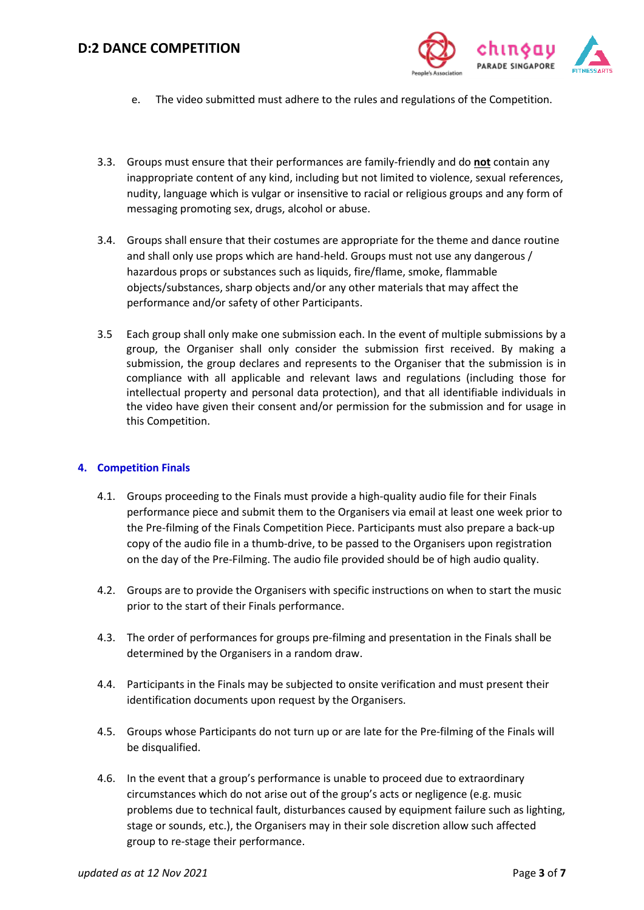e. The video submitted must adhere to the rules and regulations of the Competition.

3.3. Groups must ensure that their performances are family-friendly and do **not** contain any inappropriate content of any kind, including but not limited to violence, sexual references, nudity, language which is vulgar or insensitive to racial or religious groups and any form of messaging promoting sex, drugs, alcohol or abuse.

3.4. Groups shall ensure that their costumes are appropriate for the theme and dance routine and shall only use props which are hand-held. Groups must not use any dangerous / hazardous props or substances such as liquids, fire/flame, smoke, flammable objects/substances, sharp objects and/or any other materials that may affect the performance and/or safety of other Participants.

3.5 Each group shall only make one submission each. In the event of multiple submissions by a group, the Organiser shall only consider the submission first received. By making a submission, the group declares and represents to the Organiser that the submission is in compliance with all applicable and relevant laws and regulations (including those for intellectual property and personal data protection), and that all identifiable individuals in the video have given their consent and/or permission for the submission and for usage in this Competition.

## 4. Competition Finals

4.1. Groups proceeding to the Finals must provide a high-quality audio file for their Finals performance piece and submit them to the Organisers via email at least one week prior to the Pre-filming of the Finals Competition Piece. Participants must also prepare a back-up copy of the audio file in a thumb-drive, to be passed to the Organisers upon registration on the day of the Pre-Filming. The audio file provided should be of high audio quality.

4.2. Groups are to provide the Organisers with specific instructions on when to start the music prior to the start of their Finals performance.

4.3. The order of performances for groups pre-filming and presentation in the Finals shall be determined by the Organisers in a random draw.

4.4. Participants in the Finals may be subjected to onsite verification and must present their identification documents upon request by the Organisers.

4.5. Groups whose Participants do not turn up or are late for the Pre-filming of the Finals will be disqualified.

4.6. In the event that a group's performance is unable to proceed due to extraordinary circumstances which do not arise out of the group's acts or negligence (e.g. music problems due to technical fault, disturbances caused by equipment failure such as lighting, stage or sounds, etc.), the Organisers may in their sole discretion allow such affected group to re-stage their performance.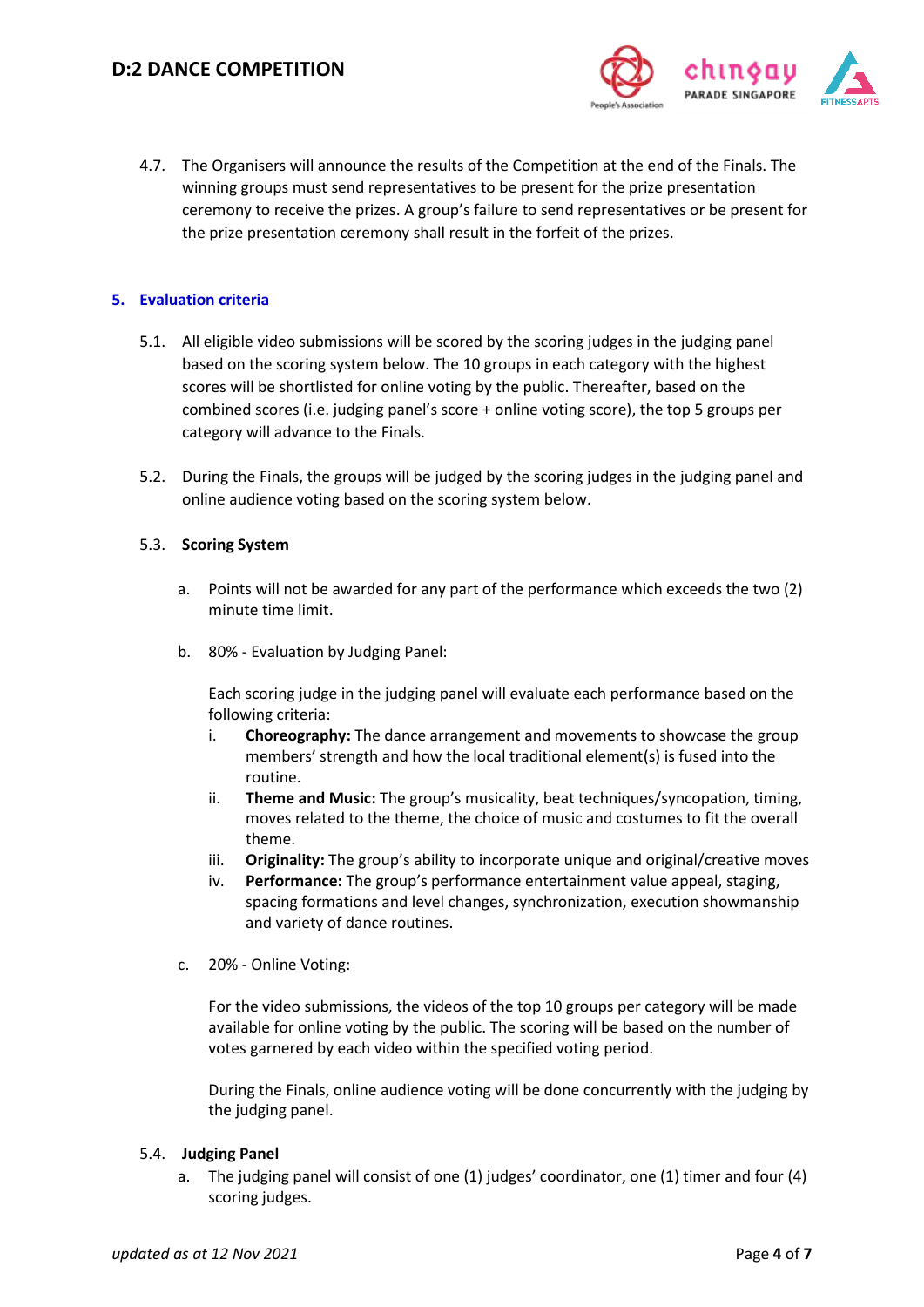4.7. The Organisers will announce the results of the Competition at the end of the Finals. The winning groups must send representatives to be present for the prize presentation ceremony to receive the prizes. A group's failure to send representatives or be present for the prize presentation ceremony shall result in the forfeit of the prizes.

## 5. Evaluation criteria

5.1. All eligible video submissions will be scored by the scoring judges in the judging panel based on the scoring system below. The 10 groups in each category with the highest scores will be shortlisted for online voting by the public. Thereafter, based on the combined scores (i.e. judging panel's score + online voting score), the top 5 groups per category will advance to the Finals.

5.2. During the Finals, the groups will be judged by the scoring judges in the judging panel and online audience voting based on the scoring system below.

5.3. **Scoring System**

a. Points will not be awarded for any part of the performance which exceeds the two (2) minute time limit.

b. 80% - Evaluation by Judging Panel:

Each scoring judge in the judging panel will evaluate each performance based on the following criteria:

i. **Choreography:** The dance arrangement and movements to showcase the group members' strength and how the local traditional element(s) is fused into the routine.
ii. **Theme and Music:** The group's musicality, beat techniques/syncopation, timing, moves related to the theme, the choice of music and costumes to fit the overall theme.
iii. **Originality:** The group's ability to incorporate unique and original/creative moves
iv. **Performance:** The group's performance entertainment value appeal, staging, spacing formations and level changes, synchronization, execution showmanship and variety of dance routines.

c. 20% - Online Voting:

For the video submissions, the videos of the top 10 groups per category will be made available for online voting by the public. The scoring will be based on the number of votes garnered by each video within the specified voting period.

During the Finals, online audience voting will be done concurrently with the judging by the judging panel.

5.4. **Judging Panel**

a. The judging panel will consist of one (1) judges' coordinator, one (1) timer and four (4) scoring judges.

*updated as at 12 Nov 2021*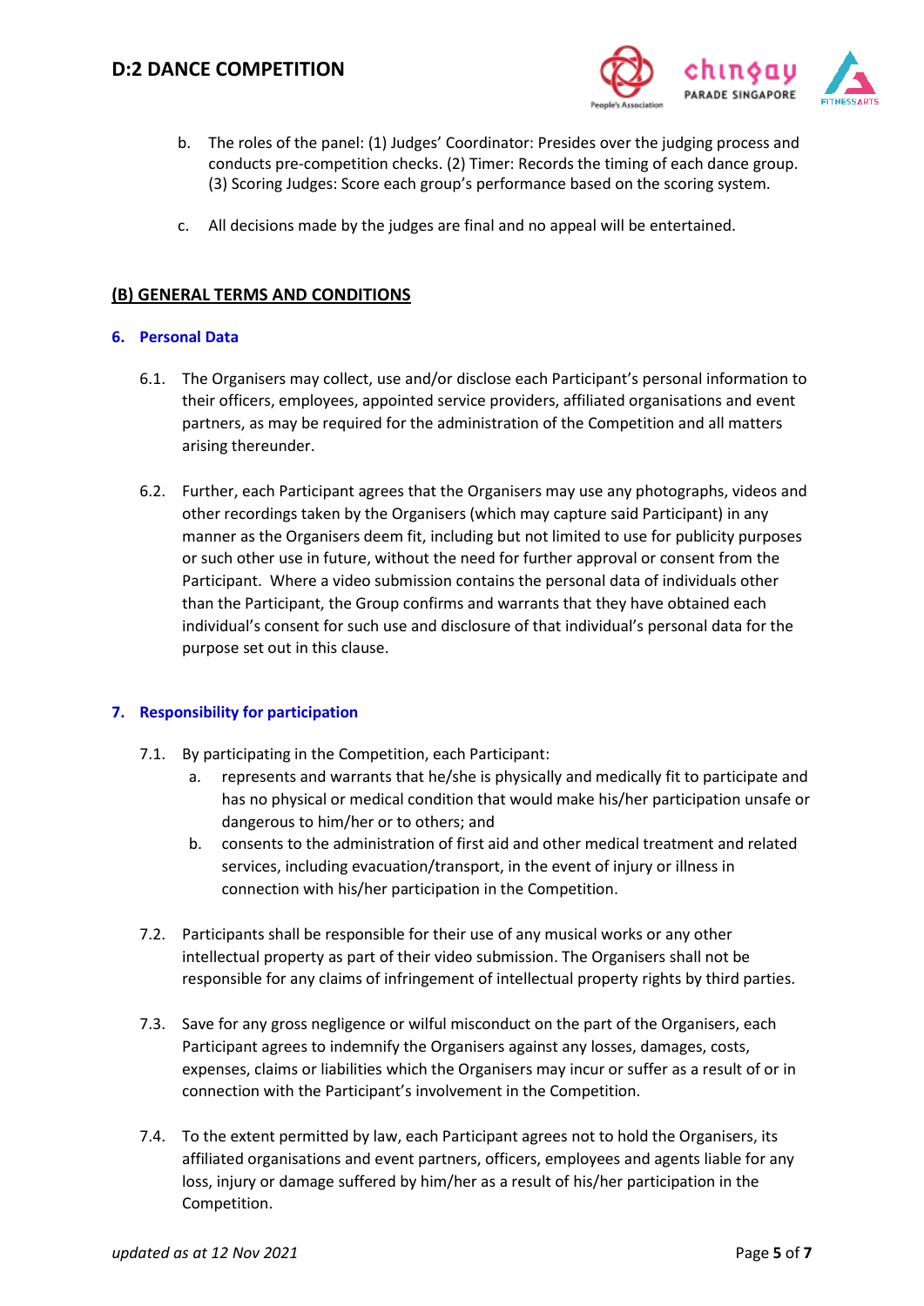b. The roles of the panel: (1) Judges' Coordinator: Presides over the judging process and conducts pre-competition checks. (2) Timer: Records the timing of each dance group. (3) Scoring Judges: Score each group's performance based on the scoring system.

c. All decisions made by the judges are final and no appeal will be entertained.

## (B) GENERAL TERMS AND CONDITIONS

### 6. Personal Data

6.1. The Organisers may collect, use and/or disclose each Participant's personal information to their officers, employees, appointed service providers, affiliated organisations and event partners, as may be required for the administration of the Competition and all matters arising thereunder.

6.2. Further, each Participant agrees that the Organisers may use any photographs, videos and other recordings taken by the Organisers (which may capture said Participant) in any manner as the Organisers deem fit, including but not limited to use for publicity purposes or such other use in future, without the need for further approval or consent from the Participant. Where a video submission contains the personal data of individuals other than the Participant, the Group confirms and warrants that they have obtained each individual's consent for such use and disclosure of that individual's personal data for the purpose set out in this clause.

### 7. Responsibility for participation

7.1. By participating in the Competition, each Participant:

a. represents and warrants that he/she is physically and medically fit to participate and has no physical or medical condition that would make his/her participation unsafe or dangerous to him/her or to others; and

b. consents to the administration of first aid and other medical treatment and related services, including evacuation/transport, in the event of injury or illness in connection with his/her participation in the Competition.

7.2. Participants shall be responsible for their use of any musical works or any other intellectual property as part of their video submission. The Organisers shall not be responsible for any claims of infringement of intellectual property rights by third parties.

7.3. Save for any gross negligence or wilful misconduct on the part of the Organisers, each Participant agrees to indemnify the Organisers against any losses, damages, costs, expenses, claims or liabilities which the Organisers may incur or suffer as a result of or in connection with the Participant's involvement in the Competition.

7.4. To the extent permitted by law, each Participant agrees not to hold the Organisers, its affiliated organisations and event partners, officers, employees and agents liable for any loss, injury or damage suffered by him/her as a result of his/her participation in the Competition.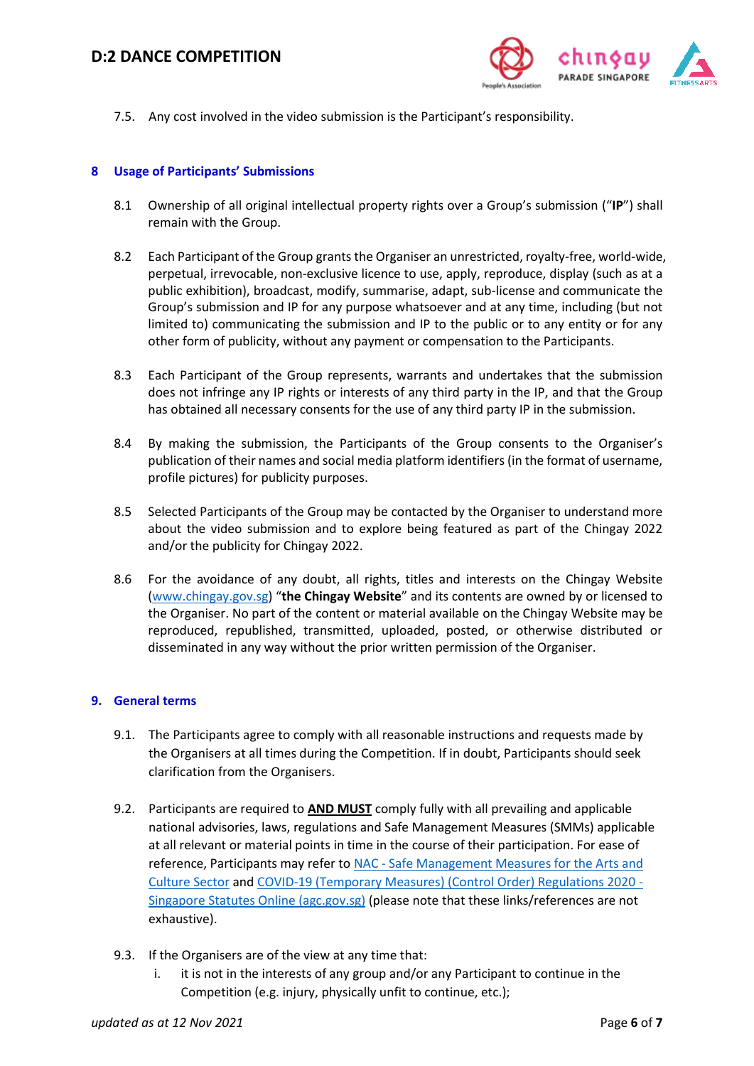7.5. Any cost involved in the video submission is the Participant's responsibility.

## 8 Usage of Participants' Submissions

8.1 Ownership of all original intellectual property rights over a Group's submission ("**IP**") shall remain with the Group.

8.2 Each Participant of the Group grants the Organiser an unrestricted, royalty-free, world-wide, perpetual, irrevocable, non-exclusive licence to use, apply, reproduce, display (such as at a public exhibition), broadcast, modify, summarise, adapt, sub-license and communicate the Group's submission and IP for any purpose whatsoever and at any time, including (but not limited to) communicating the submission and IP to the public or to any entity or for any other form of publicity, without any payment or compensation to the Participants.

8.3 Each Participant of the Group represents, warrants and undertakes that the submission does not infringe any IP rights or interests of any third party in the IP, and that the Group has obtained all necessary consents for the use of any third party IP in the submission.

8.4 By making the submission, the Participants of the Group consents to the Organiser's publication of their names and social media platform identifiers (in the format of username, profile pictures) for publicity purposes.

8.5 Selected Participants of the Group may be contacted by the Organiser to understand more about the video submission and to explore being featured as part of the Chingay 2022 and/or the publicity for Chingay 2022.

8.6 For the avoidance of any doubt, all rights, titles and interests on the Chingay Website ([www.chingay.gov.sg](www.chingay.gov.sg)) "**the Chingay Website**" and its contents are owned by or licensed to the Organiser. No part of the content or material available on the Chingay Website may be reproduced, republished, transmitted, uploaded, posted, or otherwise distributed or disseminated in any way without the prior written permission of the Organiser.

## 9. General terms

9.1. The Participants agree to comply with all reasonable instructions and requests made by the Organisers at all times during the Competition. If in doubt, Participants should seek clarification from the Organisers.

9.2. Participants are required to **AND MUST** comply fully with all prevailing and applicable national advisories, laws, regulations and Safe Management Measures (SMMs) applicable at all relevant or material points in time in the course of their participation. For ease of reference, Participants may refer to NAC - Safe Management Measures for the Arts and Culture Sector and COVID-19 (Temporary Measures) (Control Order) Regulations 2020 - Singapore Statutes Online (agc.gov.sg) (please note that these links/references are not exhaustive).

9.3. If the Organisers are of the view at any time that:

i. it is not in the interests of any group and/or any Participant to continue in the Competition (e.g. injury, physically unfit to continue, etc.);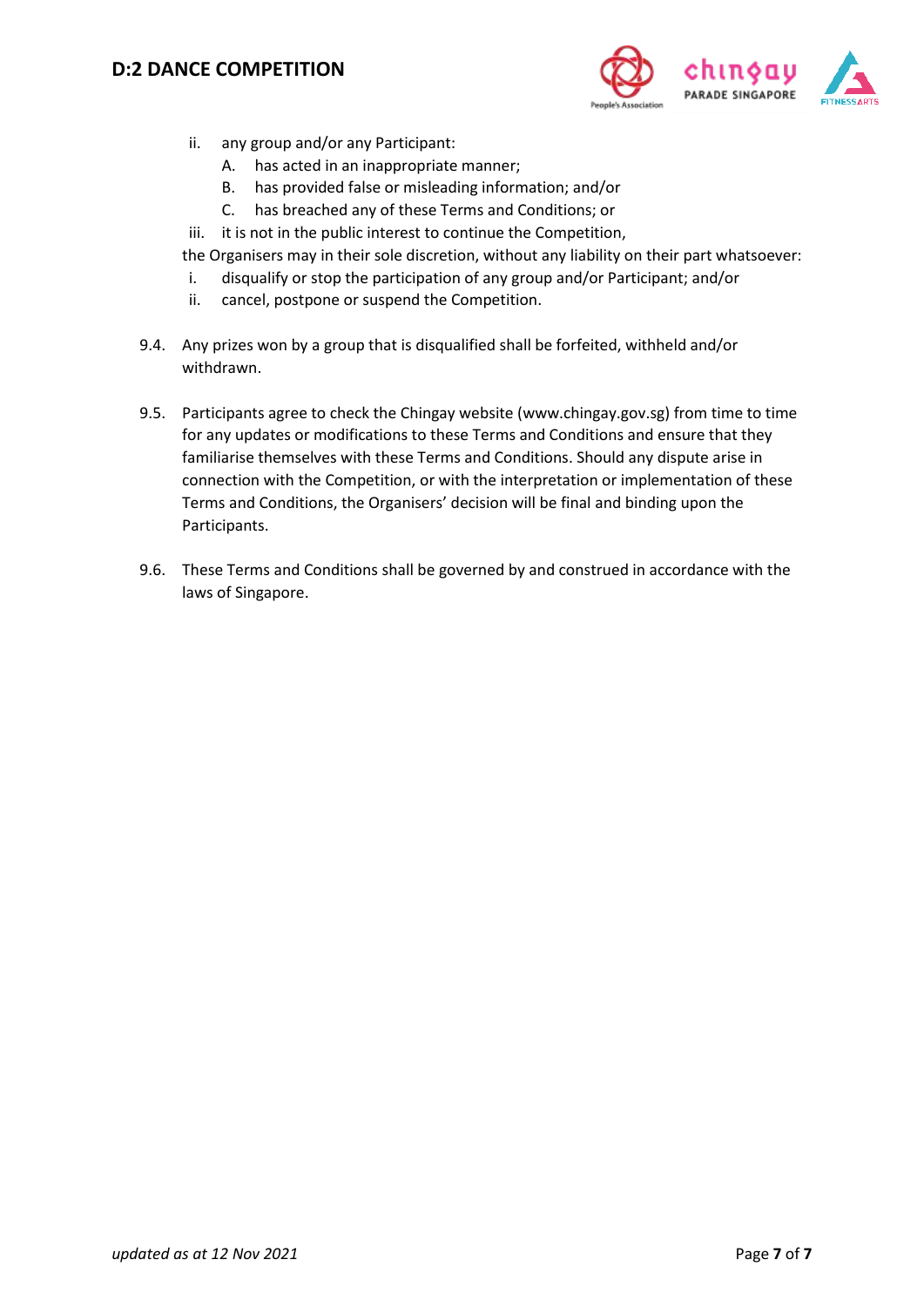ii. any group and/or any Participant:
      A. has acted in an inappropriate manner;
      B. has provided false or misleading information; and/or
      C. has breached any of these Terms and Conditions; or
   iii. it is not in the public interest to continue the Competition,

   the Organisers may in their sole discretion, without any liability on their part whatsoever:

   i. disqualify or stop the participation of any group and/or Participant; and/or
   ii. cancel, postpone or suspend the Competition.

9.4. Any prizes won by a group that is disqualified shall be forfeited, withheld and/or withdrawn.

9.5. Participants agree to check the Chingay website (www.chingay.gov.sg) from time to time for any updates or modifications to these Terms and Conditions and ensure that they familiarise themselves with these Terms and Conditions. Should any dispute arise in connection with the Competition, or with the interpretation or implementation of these Terms and Conditions, the Organisers' decision will be final and binding upon the Participants.

9.6. These Terms and Conditions shall be governed by and construed in accordance with the laws of Singapore.